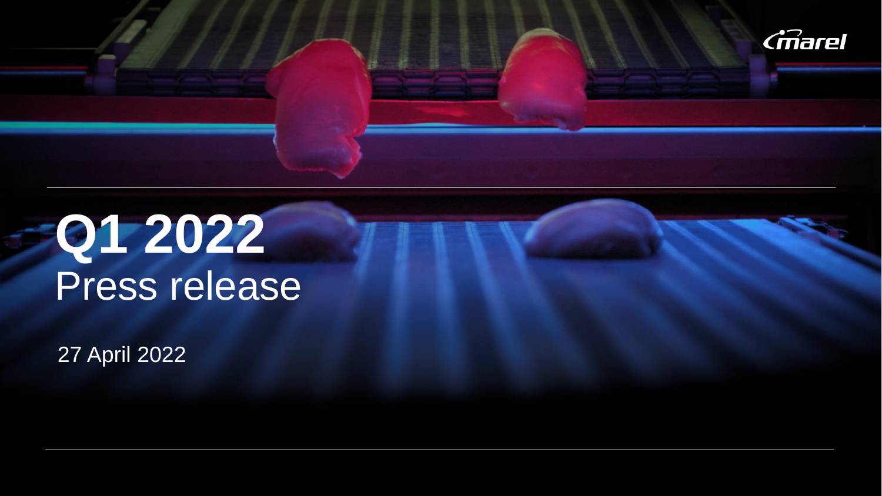marel

# Q1 2022
## Press release

27 April 2022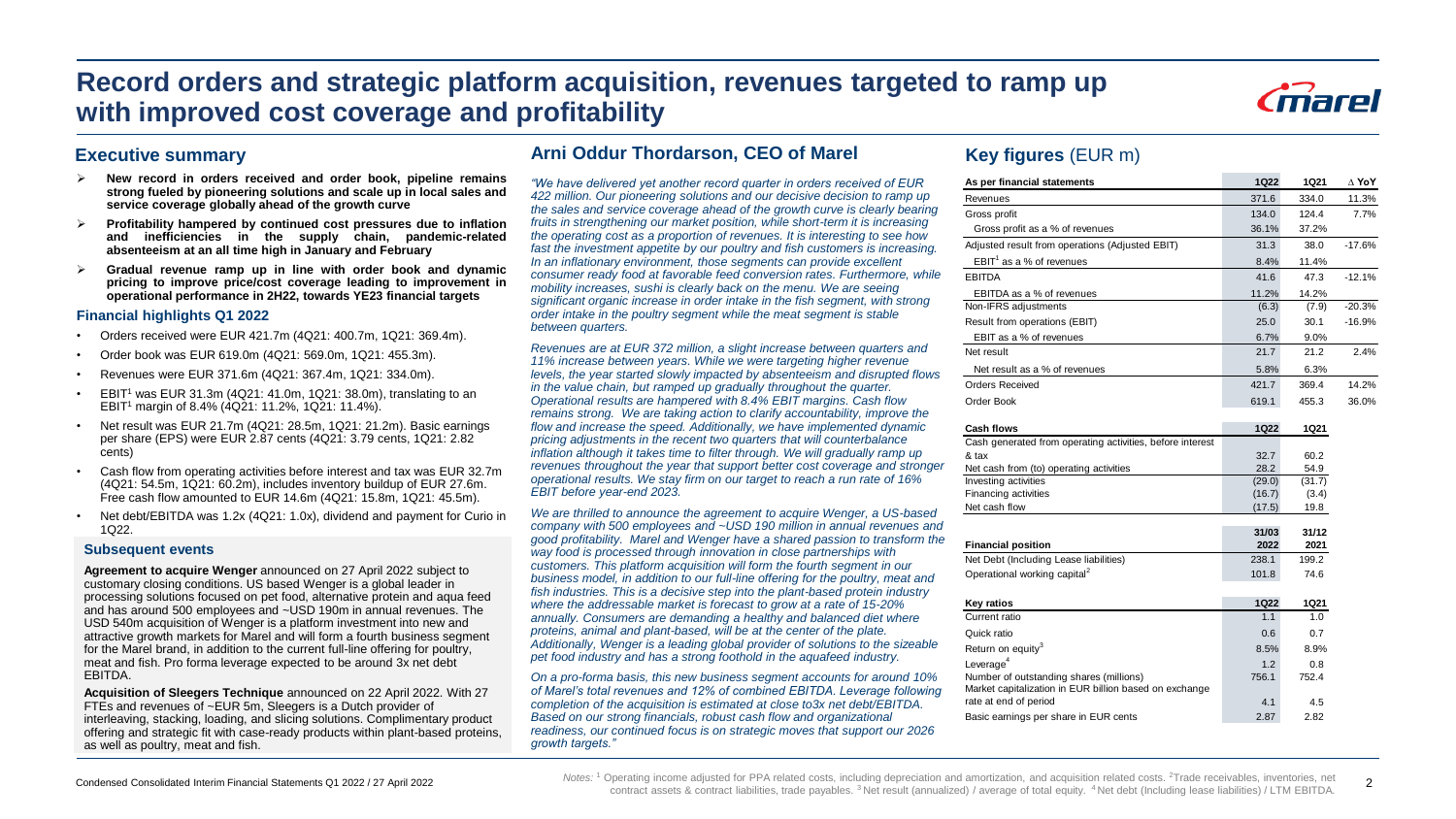# Record orders and strategic platform acquisition, revenues targeted to ramp up with improved cost coverage and profitability

## Executive summary

- **New record in orders received and order book, pipeline remains strong fueled by pioneering solutions and scale up in local sales and service coverage globally ahead of the growth curve**
- **Profitability hampered by continued cost pressures due to inflation and inefficiencies in the supply chain, pandemic-related absenteeism at an all time high in January and February**
- **Gradual revenue ramp up in line with order book and dynamic pricing to improve price/cost coverage leading to improvement in operational performance in 2H22, towards YE23 financial targets**

### Financial highlights Q1 2022

- Orders received were EUR 421.7m (4Q21: 400.7m, 1Q21: 369.4m).
- Order book was EUR 619.0m (4Q21: 569.0m, 1Q21: 455.3m).
- Revenues were EUR 371.6m (4Q21: 367.4m, 1Q21: 334.0m).
- EBIT[1] was EUR 31.3m (4Q21: 41.0m, 1Q21: 38.0m), translating to an EBIT[1] margin of 8.4% (4Q21: 11.2%, 1Q21: 11.4%).
- Net result was EUR 21.7m (4Q21: 28.5m, 1Q21: 21.2m). Basic earnings per share (EPS) were EUR 2.87 cents (4Q21: 3.79 cents, 1Q21: 2.82 cents)
- Cash flow from operating activities before interest and tax was EUR 32.7m (4Q21: 54.5m, 1Q21: 60.2m), includes inventory buildup of EUR 27.6m. Free cash flow amounted to EUR 14.6m (4Q21: 15.8m, 1Q21: 45.5m).
- Net debt/EBITDA was 1.2x (4Q21: 1.0x), dividend and payment for Curio in 1Q22.

### Subsequent events

**Agreement to acquire Wenger** announced on 27 April 2022 subject to customary closing conditions. US based Wenger is a global leader in processing solutions focused on pet food, alternative protein and aqua feed and has around 500 employees and ~USD 190m in annual revenues. The USD 540m acquisition of Wenger is a platform investment into new and attractive growth markets for Marel and will form a fourth business segment for the Marel brand, in addition to the current full-line offering for poultry, meat and fish. Pro forma leverage expected to be around 3x net debt EBITDA.

**Acquisition of Sleegers Technique** announced on 22 April 2022. With 27 FTEs and revenues of ~EUR 5m, Sleegers is a Dutch provider of interleaving, stacking, loading, and slicing solutions. Complimentary product offering and strategic fit with case-ready products within plant-based proteins, as well as poultry, meat and fish.

## Arni Oddur Thordarson, CEO of Marel

*"We have delivered yet another record quarter in orders received of EUR 422 million. Our pioneering solutions and our decisive decision to ramp up the sales and service coverage ahead of the growth curve is clearly bearing fruits in strengthening our market position, while short-term it is increasing the operating cost as a proportion of revenues. It is interesting to see how fast the investment appetite by our poultry and fish customers is increasing. In an inflationary environment, those segments can provide excellent consumer ready food at favorable feed conversion rates. Furthermore, while mobility increases, sushi is clearly back on the menu. We are seeing significant organic increase in order intake in the fish segment, with strong order intake in the poultry segment while the meat segment is stable between quarters.*

*Revenues are at EUR 372 million, a slight increase between quarters and 11% increase between years. While we were targeting higher revenue levels, the year started slowly impacted by absenteeism and disrupted flows in the value chain, but ramped up gradually throughout the quarter. Operational results are hampered with 8.4% EBIT margins. Cash flow remains strong. We are taking action to clarify accountability, improve the flow and increase the speed. Additionally, we have implemented dynamic pricing adjustments in the recent two quarters that will counterbalance inflation although it takes time to filter through. We will gradually ramp up revenues throughout the year that support better cost coverage and stronger operational results. We stay firm on our target to reach a run rate of 16% EBIT before year-end 2023.*

*We are thrilled to announce the agreement to acquire Wenger, a US-based company with 500 employees and ~USD 190 million in annual revenues and good profitability. Marel and Wenger have a shared passion to transform the way food is processed through innovation in close partnerships with customers. This platform acquisition will form the fourth segment in our business model, in addition to our full-line offering for the poultry, meat and fish industries. This is a decisive step into the plant-based protein industry where the addressable market is forecast to grow at a rate of 15-20% annually. Consumers are demanding a healthy and balanced diet where proteins, animal and plant-based, will be at the center of the plate. Additionally, Wenger is a leading global provider of solutions to the sizeable pet food industry and has a strong foothold in the aquafeed industry.*

*On a pro-forma basis, this new business segment accounts for around 10% of Marel's total revenues and 12% of combined EBITDA. Leverage following completion of the acquisition is estimated at close to3x net debt/EBITDA. Based on our strong financials, robust cash flow and organizational readiness, our continued focus is on strategic moves that support our 2026 growth targets."*

## Key figures (EUR m)

| As per financial statements | 1Q22 | 1Q21 | Δ YoY |
|---|---|---|---|
| Revenues | 371.6 | 334.0 | 11.3% |
| Gross profit | 134.0 | 124.4 | 7.7% |
| Gross profit as a % of revenues | 36.1% | 37.2% | |
| Adjusted result from operations (Adjusted EBIT) | 31.3 | 38.0 | -17.6% |
| EBIT[1] as a % of revenues | 8.4% | 11.4% | |
| EBITDA | 41.6 | 47.3 | -12.1% |
| EBITDA as a % of revenues | 11.2% | 14.2% | |
| Non-IFRS adjustments | (6.3) | (7.9) | -20.3% |
| Result from operations (EBIT) | 25.0 | 30.1 | -16.9% |
| EBIT as a % of revenues | 6.7% | 9.0% | |
| Net result | 21.7 | 21.2 | 2.4% |
| Net result as a % of revenues | 5.8% | 6.3% | |
| Orders Received | 421.7 | 369.4 | 14.2% |
| Order Book | 619.1 | 455.3 | 36.0% |

| Cash flows | 1Q22 | 1Q21 |
|---|---|---|
| Cash generated from operating activities, before interest & tax | 32.7 | 60.2 |
| Net cash from (to) operating activities | 28.2 | 54.9 |
| Investing activities | (29.0) | (31.7) |
| Financing activities | (16.7) | (3.4) |
| Net cash flow | (17.5) | 19.8 |

| Financial position | 31/03 2022 | 31/12 2021 |
|---|---|---|
| Net Debt (Including Lease liabilities) | 238.1 | 199.2 |
| Operational working capital[2] | 101.8 | 74.6 |

| Key ratios | 1Q22 | 1Q21 |
|---|---|---|
| Current ratio | 1.1 | 1.0 |
| Quick ratio | 0.6 | 0.7 |
| Return on equity[3] | 8.5% | 8.9% |
| Leverage[4] | 1.2 | 0.8 |
| Number of outstanding shares (millions) | 756.1 | 752.4 |
| Market capitalization in EUR billion based on exchange rate at end of period | 4.1 | 4.5 |
| Basic earnings per share in EUR cents | 2.87 | 2.82 |

Condensed Consolidated Interim Financial Statements Q1 2022 / 27 April 2022

*Notes:* [1] Operating income adjusted for PPA related costs, including depreciation and amortization, and acquisition related costs. [2] Trade receivables, inventories, net contract assets & contract liabilities, trade payables. [3] Net result (annualized) / average of total equity. [4] Net debt (Including lease liabilities) / LTM EBITDA.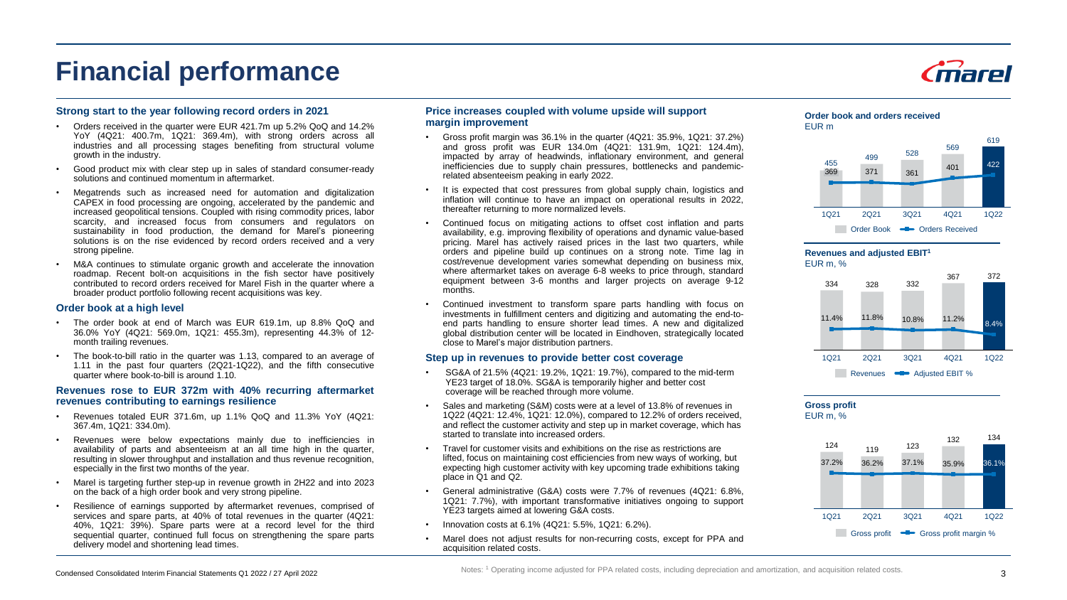# Financial performance

## Strong start to the year following record orders in 2021

- Orders received in the quarter were EUR 421.7m up 5.2% QoQ and 14.2% YoY (4Q21: 400.7m, 1Q21: 369.4m), with strong orders across all industries and all processing stages benefiting from structural volume growth in the industry.
- Good product mix with clear step up in sales of standard consumer-ready solutions and continued momentum in aftermarket.
- Megatrends such as increased need for automation and digitalization CAPEX in food processing are ongoing, accelerated by the pandemic and increased geopolitical tensions. Coupled with rising commodity prices, labor scarcity, and increased focus from consumers and regulators on sustainability in food production, the demand for Marel's pioneering solutions is on the rise evidenced by record orders received and a very strong pipeline.
- M&A continues to stimulate organic growth and accelerate the innovation roadmap. Recent bolt-on acquisitions in the fish sector have positively contributed to record orders received for Marel Fish in the quarter where a broader product portfolio following recent acquisitions was key.

## Order book at a high level

- The order book at end of March was EUR 619.1m, up 8.8% QoQ and 36.0% YoY (4Q21: 569.0m, 1Q21: 455.3m), representing 44.3% of 12-month trailing revenues.
- The book-to-bill ratio in the quarter was 1.13, compared to an average of 1.11 in the past four quarters (2Q21-1Q22), and the fifth consecutive quarter where book-to-bill is around 1.10.

## Revenues rose to EUR 372m with 40% recurring aftermarket revenues contributing to earnings resilience

- Revenues totaled EUR 371.6m, up 1.1% QoQ and 11.3% YoY (4Q21: 367.4m, 1Q21: 334.0m).
- Revenues were below expectations mainly due to inefficiencies in availability of parts and absenteeism at an all time high in the quarter, resulting in slower throughput and installation and thus revenue recognition, especially in the first two months of the year.
- Marel is targeting further step-up in revenue growth in 2H22 and into 2023 on the back of a high order book and very strong pipeline.
- Resilience of earnings supported by aftermarket revenues, comprised of services and spare parts, at 40% of total revenues in the quarter (4Q21: 40%, 1Q21: 39%). Spare parts were at a record level for the third sequential quarter, continued full focus on strengthening the spare parts delivery model and shortening lead times.

## Price increases coupled with volume upside will support margin improvement

- Gross profit margin was 36.1% in the quarter (4Q21: 35.9%, 1Q21: 37.2%) and gross profit was EUR 134.0m (4Q21: 131.9m, 1Q21: 124.4m), impacted by array of headwinds, inflationary environment, and general inefficiencies due to supply chain pressures, bottlenecks and pandemic-related absenteeism peaking in early 2022.
- It is expected that cost pressures from global supply chain, logistics and inflation will continue to have an impact on operational results in 2022, thereafter returning to more normalized levels.
- Continued focus on mitigating actions to offset cost inflation and parts availability, e.g. improving flexibility of operations and dynamic value-based pricing. Marel has actively raised prices in the last two quarters, while orders and pipeline build up continues on a strong note. Time lag in cost/revenue development varies somewhat depending on business mix, where aftermarket takes on average 6-8 weeks to price through, standard equipment between 3-6 months and larger projects on average 9-12 months.
- Continued investment to transform spare parts handling with focus on investments in fulfillment centers and digitizing and automating the end-to-end parts handling to ensure shorter lead times. A new and digitalized global distribution center will be located in Eindhoven, strategically located close to Marel's major distribution partners.

## Step up in revenues to provide better cost coverage

- SG&A of 21.5% (4Q21: 19.2%, 1Q21: 19.7%), compared to the mid-term YE23 target of 18.0%. SG&A is temporarily higher and better cost coverage will be reached through more volume.
- Sales and marketing (S&M) costs were at a level of 13.8% of revenues in 1Q22 (4Q21: 12.4%, 1Q21: 12.0%), compared to 12.2% of orders received, and reflect the customer activity and step up in market coverage, which has started to translate into increased orders.
- Travel for customer visits and exhibitions on the rise as restrictions are lifted, focus on maintaining cost efficiencies from new ways of working, but expecting high customer activity with key upcoming trade exhibitions taking place in Q1 and Q2.
- General administrative (G&A) costs were 7.7% of revenues (4Q21: 6.8%, 1Q21: 7.7%), with important transformative initiatives ongoing to support YE23 targets aimed at lowering G&A costs.
- Innovation costs at 6.1% (4Q21: 5.5%, 1Q21: 6.2%).
- Marel does not adjust results for non-recurring costs, except for PPA and acquisition related costs.

**Order book and orders received**
EUR m

| | 1Q21 | 2Q21 | 3Q21 | 4Q21 | 1Q22 |
|---|---|---|---|---|---|
| Order Book | 455 | 499 | 528 | 569 | 619 |
| Orders Received | 369 | 371 | 361 | 401 | 422 |

**Revenues and adjusted EBIT[1]**
EUR m, %

| | 1Q21 | 2Q21 | 3Q21 | 4Q21 | 1Q22 |
|---|---|---|---|---|---|
| Revenues | 334 | 328 | 332 | 367 | 372 |
| Adjusted EBIT % | 11.4% | 11.8% | 10.8% | 11.2% | 8.4% |

**Gross profit**
EUR m, %

| | 1Q21 | 2Q21 | 3Q21 | 4Q21 | 1Q22 |
|---|---|---|---|---|---|
| Gross profit | 124 | 119 | 123 | 132 | 134 |
| Gross profit margin % | 37.2% | 36.2% | 37.1% | 35.9% | 36.1% |

Notes: [1] Operating income adjusted for PPA related costs, including depreciation and amortization, and acquisition related costs.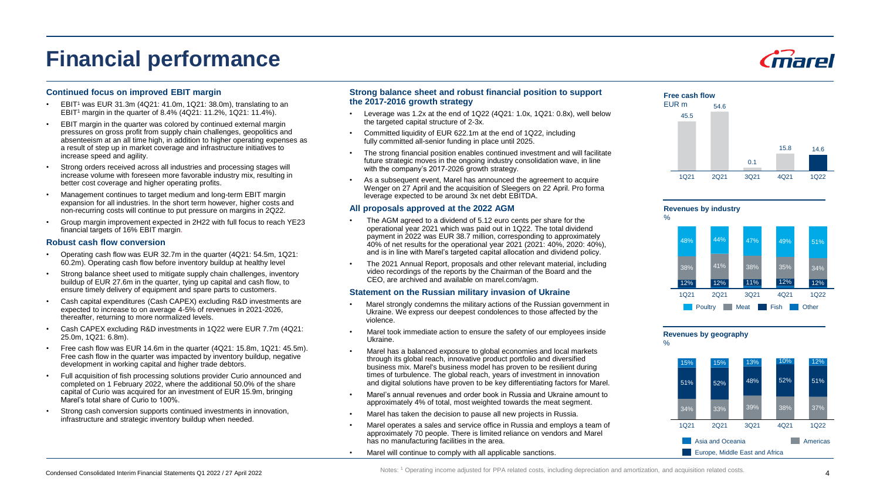# Financial performance

### Continued focus on improved EBIT margin

- EBIT[1] was EUR 31.3m (4Q21: 41.0m, 1Q21: 38.0m), translating to an EBIT[1] margin in the quarter of 8.4% (4Q21: 11.2%, 1Q21: 11.4%).
- EBIT margin in the quarter was colored by continued external margin pressures on gross profit from supply chain challenges, geopolitics and absenteeism at an all time high, in addition to higher operating expenses as a result of step up in market coverage and infrastructure initiatives to increase speed and agility.
- Strong orders received across all industries and processing stages will increase volume with foreseen more favorable industry mix, resulting in better cost coverage and higher operating profits.
- Management continues to target medium and long-term EBIT margin expansion for all industries. In the short term however, higher costs and non-recurring costs will continue to put pressure on margins in 2Q22.
- Group margin improvement expected in 2H22 with full focus to reach YE23 financial targets of 16% EBIT margin.

### Robust cash flow conversion

- Operating cash flow was EUR 32.7m in the quarter (4Q21: 54.5m, 1Q21: 60.2m). Operating cash flow before inventory buildup at healthy level
- Strong balance sheet used to mitigate supply chain challenges, inventory buildup of EUR 27.6m in the quarter, tying up capital and cash flow, to ensure timely delivery of equipment and spare parts to customers.
- Cash capital expenditures (Cash CAPEX) excluding R&D investments are expected to increase to on average 4-5% of revenues in 2021-2026, thereafter, returning to more normalized levels.
- Cash CAPEX excluding R&D investments in 1Q22 were EUR 7.7m (4Q21: 25.0m, 1Q21: 6.8m).
- Free cash flow was EUR 14.6m in the quarter (4Q21: 15.8m, 1Q21: 45.5m). Free cash flow in the quarter was impacted by inventory buildup, negative development in working capital and higher trade debtors.
- Full acquisition of fish processing solutions provider Curio announced and completed on 1 February 2022, where the additional 50.0% of the share capital of Curio was acquired for an investment of EUR 15.9m, bringing Marel's total share of Curio to 100%.
- Strong cash conversion supports continued investments in innovation, infrastructure and strategic inventory buildup when needed.

### Strong balance sheet and robust financial position to support the 2017-2016 growth strategy

- Leverage was 1.2x at the end of 1Q22 (4Q21: 1.0x, 1Q21: 0.8x), well below the targeted capital structure of 2-3x.
- Committed liquidity of EUR 622.1m at the end of 1Q22, including fully committed all-senior funding in place until 2025.
- The strong financial position enables continued investment and will facilitate future strategic moves in the ongoing industry consolidation wave, in line with the company's 2017-2026 growth strategy.
- As a subsequent event, Marel has announced the agreement to acquire Wenger on 27 April and the acquisition of Sleegers on 22 April. Pro forma leverage expected to be around 3x net debt EBITDA.

### All proposals approved at the 2022 AGM

- The AGM agreed to a dividend of 5.12 euro cents per share for the operational year 2021 which was paid out in 1Q22. The total dividend payment in 2022 was EUR 38.7 million, corresponding to approximately 40% of net results for the operational year 2021 (2021: 40%, 2020: 40%), and is in line with Marel's targeted capital allocation and dividend policy.
- The 2021 Annual Report, proposals and other relevant material, including video recordings of the reports by the Chairman of the Board and the CEO, are archived and available on marel.com/agm.

### Statement on the Russian military invasion of Ukraine

- Marel strongly condemns the military actions of the Russian government in Ukraine. We express our deepest condolences to those affected by the violence.
- Marel took immediate action to ensure the safety of our employees inside Ukraine.
- Marel has a balanced exposure to global economies and local markets through its global reach, innovative product portfolio and diversified business mix. Marel's business model has proven to be resilient during times of turbulence. The global reach, years of investment in innovation and digital solutions have proven to be key differentiating factors for Marel.
- Marel's annual revenues and order book in Russia and Ukraine amount to approximately 4% of total, most weighted towards the meat segment.
- Marel has taken the decision to pause all new projects in Russia.
- Marel operates a sales and service office in Russia and employs a team of approximately 70 people. There is limited reliance on vendors and Marel has no manufacturing facilities in the area.
- Marel will continue to comply with all applicable sanctions.

**Free cash flow**
EUR m

| 1Q21 | 2Q21 | 3Q21 | 4Q21 | 1Q22 |
|---|---|---|---|---|
| 45.5 | 54.6 | 0.1 | 15.8 | 14.6 |

**Revenues by industry**
%

| | 1Q21 | 2Q21 | 3Q21 | 4Q21 | 1Q22 |
|---|---|---|---|---|---|
| Poultry | 48% | 44% | 47% | 49% | 51% |
| Meat | 38% | 41% | 38% | 35% | 34% |
| Fish | 12% | 12% | 11% | 12% | 12% |

**Revenues by geography**
%

| | 1Q21 | 2Q21 | 3Q21 | 4Q21 | 1Q22 |
|---|---|---|---|---|---|
| Asia and Oceania | 15% | 15% | 13% | 10% | 12% |
| Europe, Middle East and Africa | 51% | 52% | 48% | 52% | 51% |
| Americas | 34% | 33% | 39% | 38% | 37% |

Notes: [1] Operating income adjusted for PPA related costs, including depreciation and amortization, and acquisition related costs.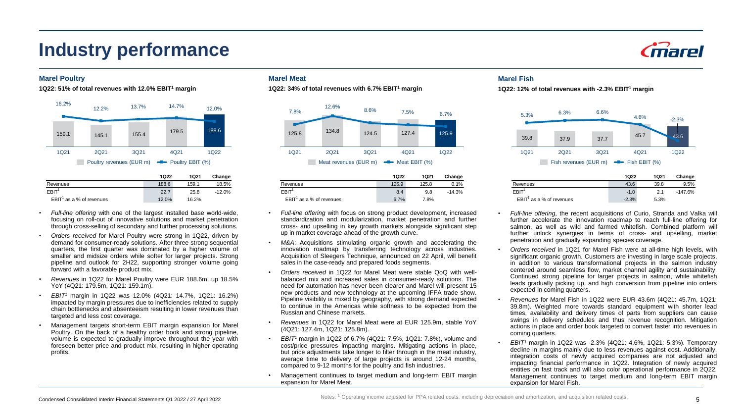# Industry performance

## Marel Poultry

**1Q22: 51% of total revenues with 12.0% EBIT[1] margin**

| | 1Q21 | 2Q21 | 3Q21 | 4Q21 | 1Q22 |
|---|---|---|---|---|---|
| Poultry revenues (EUR m) | 159.1 | 145.1 | 155.4 | 179.5 | 188.6 |
| Poultry EBIT (%) | 16.2% | 12.2% | 13.7% | 14.7% | 12.0% |

| | 1Q22 | 1Q21 | Change |
|---|---|---|---|
| Revenues | 188.6 | 159.1 | 18.5% |
| EBIT[1] | 22.7 | 25.8 | -12.0% |
| EBIT[1] as a % of revenues | 12.0% | 16.2% | |

- *Full-line offering* with one of the largest installed base world-wide, focusing on roll-out of innovative solutions and market penetration through cross-selling of secondary and further processing solutions.
- *Orders received* for Marel Poultry were strong in 1Q22, driven by demand for consumer-ready solutions. After three strong sequential quarters, the first quarter was dominated by a higher volume of smaller and midsize orders while softer for larger projects. Strong pipeline and outlook for 2H22, supporting stronger volume going forward with a favorable product mix.
- *Revenues* in 1Q22 for Marel Poultry were EUR 188.6m, up 18.5% YoY (4Q21: 179.5m, 1Q21: 159.1m).
- *EBIT[1]* margin in 1Q22 was 12.0% (4Q21: 14.7%, 1Q21: 16.2%) impacted by margin pressures due to inefficiencies related to supply chain bottlenecks and absenteeism resulting in lower revenues than targeted and less cost coverage.
- Management targets short-term EBIT margin expansion for Marel Poultry. On the back of a healthy order book and strong pipeline, volume is expected to gradually improve throughout the year with foreseen better price and product mix, resulting in higher operating profits.

## Marel Meat

**1Q22: 34% of total revenues with 6.7% EBIT[1] margin**

| | 1Q21 | 2Q21 | 3Q21 | 4Q21 | 1Q22 |
|---|---|---|---|---|---|
| Meat revenues (EUR m) | 125.8 | 134.8 | 124.5 | 127.4 | 125.9 |
| Meat EBIT (%) | 7.8% | 12.6% | 8.6% | 7.5% | 6.7% |

| | 1Q22 | 1Q21 | Change |
|---|---|---|---|
| Revenues | 125.9 | 125.8 | 0.1% |
| EBIT[1] | 8.4 | 9.8 | -14.3% |
| EBIT[1] as a % of revenues | 6.7% | 7.8% | |

- *Full-line offering* with focus on strong product development, increased standardization and modularization, market penetration and further cross- and upselling in key growth markets alongside significant step up in market coverage ahead of the growth curve.
- *M&A*: Acquisitions stimulating organic growth and accelerating the innovation roadmap by transferring technology across industries. Acquisition of Sleegers Technique, announced on 22 April, will benefit sales in the case-ready and prepared foods segments.
- *Orders received* in 1Q22 for Marel Meat were stable QoQ with well-balanced mix and increased sales in consumer-ready solutions. The need for automation has never been clearer and Marel will present 15 new products and new technology at the upcoming IFFA trade show. Pipeline visibility is mixed by geography, with strong demand expected to continue in the Americas while softness to be expected from the Russian and Chinese markets.
- *Revenues* in 1Q22 for Marel Meat were at EUR 125.9m, stable YoY (4Q21: 127.4m, 1Q21: 125.8m).
- *EBIT[1]* margin in 1Q22 of 6.7% (4Q21: 7.5%, 1Q21: 7.8%), volume and cost/price pressures impacting margins. Mitigating actions in place, but price adjustments take longer to filter through in the meat industry, average time to delivery of large projects is around 12-24 months, compared to 9-12 months for the poultry and fish industries.
- Management continues to target medium and long-term EBIT margin expansion for Marel Meat.

## Marel Fish

**1Q22: 12% of total revenues with -2.3% EBIT[1] margin**

| | 1Q21 | 2Q21 | 3Q21 | 4Q21 | 1Q22 |
|---|---|---|---|---|---|
| Fish revenues (EUR m) | 39.8 | 37.9 | 37.7 | 45.7 | 43.6 |
| Fish EBIT (%) | 5.3% | 6.3% | 6.6% | 4.6% | -2.3% |

| | 1Q22 | 1Q21 | Change |
|---|---|---|---|
| Revenues | 43.6 | 39.8 | 9.5% |
| EBIT[1] | -1.0 | 2.1 | -147.6% |
| EBIT[1] as a % of revenues | -2.3% | 5.3% | |

- *Full-line offering*, the recent acquisitions of Curio, Stranda and Valka will further accelerate the innovation roadmap to reach full-line offering for salmon, as well as wild and farmed whitefish. Combined platform will further unlock synergies in terms of cross- and upselling, market penetration and gradually expanding species coverage.
- *Orders received* in 1Q21 for Marel Fish were at all-time high levels, with significant organic growth. Customers are investing in large scale projects, in addition to various transformational projects in the salmon industry centered around seamless flow, market channel agility and sustainability. Continued strong pipeline for larger projects in salmon, while whitefish leads gradually picking up, and high conversion from pipeline into orders expected in coming quarters.
- *Revenues* for Marel Fish in 1Q22 were EUR 43.6m (4Q21: 45.7m, 1Q21: 39.8m). Weighted more towards standard equipment with shorter lead times, availability and delivery times of parts from suppliers can cause swings in delivery schedules and thus revenue recognition. Mitigation actions in place and order book targeted to convert faster into revenues in coming quarters.
- *EBIT[1]* margin in 1Q22 was -2.3% (4Q21: 4.6%, 1Q21: 5.3%). Temporary decline in margins mainly due to less revenues against cost. Additionally, integration costs of newly acquired companies are not adjusted and impacting financial performance in 1Q22. Integration of newly acquired entities on fast track and will also color operational performance in 2Q22. Management continues to target medium and long-term EBIT margin expansion for Marel Fish.

Notes: [1] Operating income adjusted for PPA related costs, including depreciation and amortization, and acquisition related costs.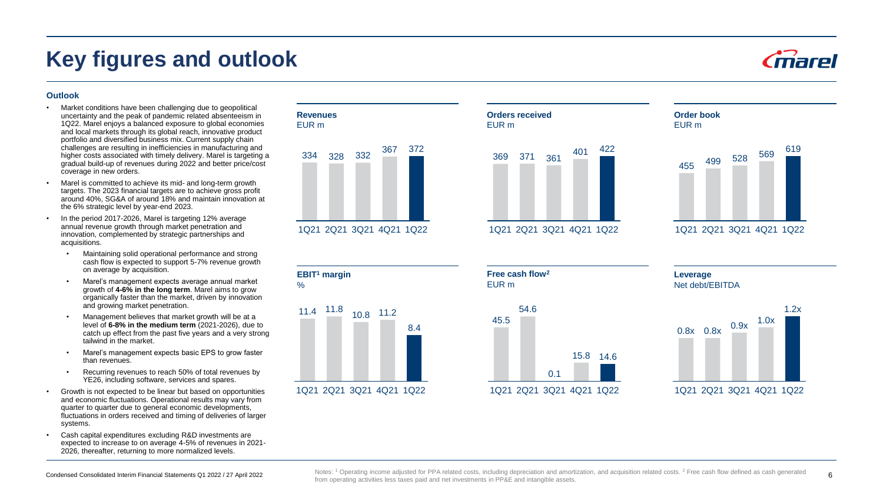# Key figures and outlook

### Outlook

- Market conditions have been challenging due to geopolitical uncertainty and the peak of pandemic related absenteeism in 1Q22. Marel enjoys a balanced exposure to global economies and local markets through its global reach, innovative product portfolio and diversified business mix. Current supply chain challenges are resulting in inefficiencies in manufacturing and higher costs associated with timely delivery. Marel is targeting a gradual build-up of revenues during 2022 and better price/cost coverage in new orders.
- Marel is committed to achieve its mid- and long-term growth targets. The 2023 financial targets are to achieve gross profit around 40%, SG&A of around 18% and maintain innovation at the 6% strategic level by year-end 2023.
- In the period 2017-2026, Marel is targeting 12% average annual revenue growth through market penetration and innovation, complemented by strategic partnerships and acquisitions.
  - Maintaining solid operational performance and strong cash flow is expected to support 5-7% revenue growth on average by acquisition.
  - Marel's management expects average annual market growth of **4-6% in the long term**. Marel aims to grow organically faster than the market, driven by innovation and growing market penetration.
  - Management believes that market growth will be at a level of **6-8% in the medium term** (2021-2026), due to catch up effect from the past five years and a very strong tailwind in the market.
  - Marel's management expects basic EPS to grow faster than revenues.
  - Recurring revenues to reach 50% of total revenues by YE26, including software, services and spares.
- Growth is not expected to be linear but based on opportunities and economic fluctuations. Operational results may vary from quarter to quarter due to general economic developments, fluctuations in orders received and timing of deliveries of larger systems.
- Cash capital expenditures excluding R&D investments are expected to increase to on average 4-5% of revenues in 2021-2026, thereafter, returning to more normalized levels.

**Revenues** (EUR m)

| 1Q21 | 2Q21 | 3Q21 | 4Q21 | 1Q22 |
|---|---|---|---|---|
| 334 | 328 | 332 | 367 | 372 |

**Orders received** (EUR m)

| 1Q21 | 2Q21 | 3Q21 | 4Q21 | 1Q22 |
|---|---|---|---|---|
| 369 | 371 | 361 | 401 | 422 |

**Order book** (EUR m)

| 1Q21 | 2Q21 | 3Q21 | 4Q21 | 1Q22 |
|---|---|---|---|---|
| 455 | 499 | 528 | 569 | 619 |

**EBIT[1] margin** (%)

| 1Q21 | 2Q21 | 3Q21 | 4Q21 | 1Q22 |
|---|---|---|---|---|
| 11.4 | 11.8 | 10.8 | 11.2 | 8.4 |

**Free cash flow[2]** (EUR m)

| 1Q21 | 2Q21 | 3Q21 | 4Q21 | 1Q22 |
|---|---|---|---|---|
| 45.5 | 54.6 | 0.1 | 15.8 | 14.6 |

**Leverage** (Net debt/EBITDA)

| 1Q21 | 2Q21 | 3Q21 | 4Q21 | 1Q22 |
|---|---|---|---|---|
| 0.8x | 0.8x | 0.9x | 1.0x | 1.2x |

Notes: [1] Operating income adjusted for PPA related costs, including depreciation and amortization, and acquisition related costs. [2] Free cash flow defined as cash generated from operating activities less taxes paid and net investments in PP&E and intangible assets.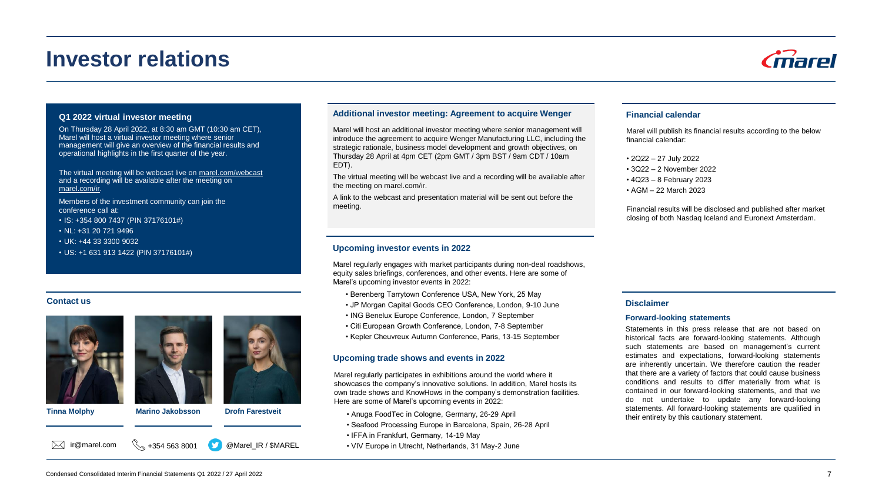# Investor relations

## Q1 2022 virtual investor meeting

On Thursday 28 April 2022, at 8:30 am GMT (10:30 am CET), Marel will host a virtual investor meeting where senior management will give an overview of the financial results and operational highlights in the first quarter of the year.

The virtual meeting will be webcast live on marel.com/webcast and a recording will be available after the meeting on marel.com/ir.

Members of the investment community can join the conference call at:

- IS: +354 800 7437 (PIN 37176101#)
- NL: +31 20 721 9496
- UK: +44 33 3300 9032
- US: +1 631 913 1422 (PIN 37176101#)

## Contact us

**Tinna Molphy** | **Marino Jakobsson** | **Drofn Farestveit**

ir@marel.com | +354 563 8001 | @Marel_IR / $MAREL

## Additional investor meeting: Agreement to acquire Wenger

Marel will host an additional investor meeting where senior management will introduce the agreement to acquire Wenger Manufacturing LLC, including the strategic rationale, business model development and growth objectives, on Thursday 28 April at 4pm CET (2pm GMT / 3pm BST / 9am CDT / 10am EDT).

The virtual meeting will be webcast live and a recording will be available after the meeting on marel.com/ir.

A link to the webcast and presentation material will be sent out before the meeting.

## Upcoming investor events in 2022

Marel regularly engages with market participants during non-deal roadshows, equity sales briefings, conferences, and other events. Here are some of Marel's upcoming investor events in 2022:

- Berenberg Tarrytown Conference USA, New York, 25 May
- JP Morgan Capital Goods CEO Conference, London, 9-10 June
- ING Benelux Europe Conference, London, 7 September
- Citi European Growth Conference, London, 7-8 September
- Kepler Cheuvreux Autumn Conference, Paris, 13-15 September

## Upcoming trade shows and events in 2022

Marel regularly participates in exhibitions around the world where it showcases the company's innovative solutions. In addition, Marel hosts its own trade shows and KnowHows in the company's demonstration facilities. Here are some of Marel's upcoming events in 2022:

- Anuga FoodTec in Cologne, Germany, 26-29 April
- Seafood Processing Europe in Barcelona, Spain, 26-28 April
- IFFA in Frankfurt, Germany, 14-19 May
- VIV Europe in Utrecht, Netherlands, 31 May-2 June

## Financial calendar

Marel will publish its financial results according to the below financial calendar:

- 2Q22 – 27 July 2022
- 3Q22 – 2 November 2022
- 4Q23 – 8 February 2023
- AGM – 22 March 2023

Financial results will be disclosed and published after market closing of both Nasdaq Iceland and Euronext Amsterdam.

## Disclaimer

### Forward-looking statements

Statements in this press release that are not based on historical facts are forward-looking statements. Although such statements are based on management's current estimates and expectations, forward-looking statements are inherently uncertain. We therefore caution the reader that there are a variety of factors that could cause business conditions and results to differ materially from what is contained in our forward-looking statements, and that we do not undertake to update any forward-looking statements. All forward-looking statements are qualified in their entirety by this cautionary statement.